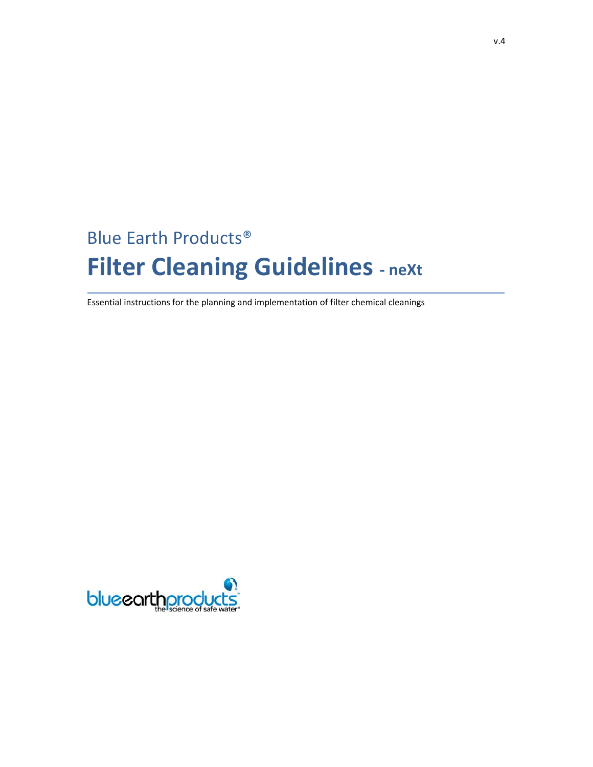v.4

Blue Earth Products®

# Filter Cleaning Guidelines - neXt

Essential instructions for the planning and implementation of filter chemical cleanings

blueearthproducts
the science of safe water®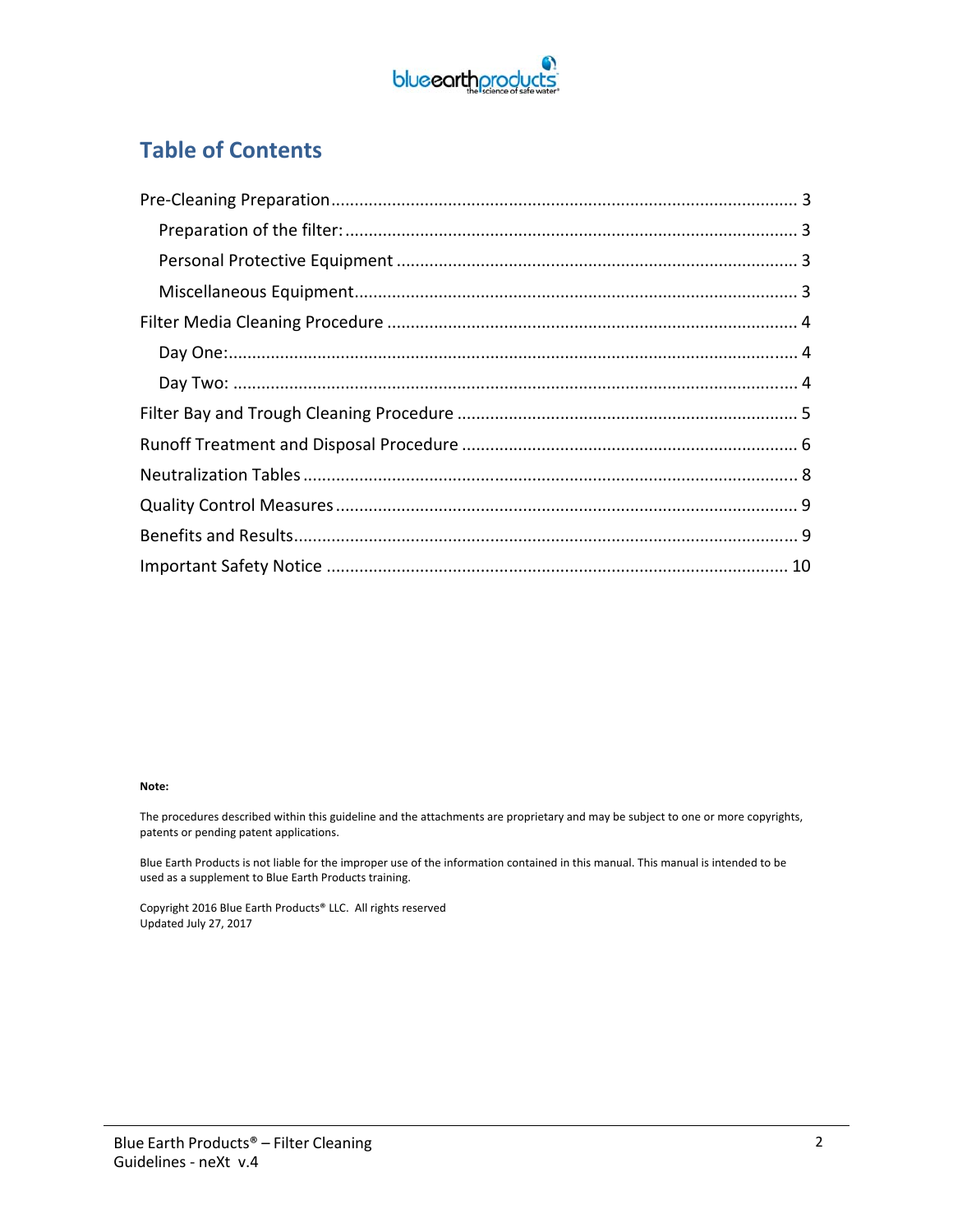# Table of Contents

- Pre-Cleaning Preparation ... 3
  - Preparation of the filter: ... 3
  - Personal Protective Equipment ... 3
  - Miscellaneous Equipment ... 3
- Filter Media Cleaning Procedure ... 4
  - Day One: ... 4
  - Day Two: ... 4
- Filter Bay and Trough Cleaning Procedure ... 5
- Runoff Treatment and Disposal Procedure ... 6
- Neutralization Tables ... 8
- Quality Control Measures ... 9
- Benefits and Results ... 9
- Important Safety Notice ... 10

**Note:**

The procedures described within this guideline and the attachments are proprietary and may be subject to one or more copyrights, patents or pending patent applications.

Blue Earth Products is not liable for the improper use of the information contained in this manual. This manual is intended to be used as a supplement to Blue Earth Products training.

Copyright 2016 Blue Earth Products® LLC. All rights reserved
Updated July 27, 2017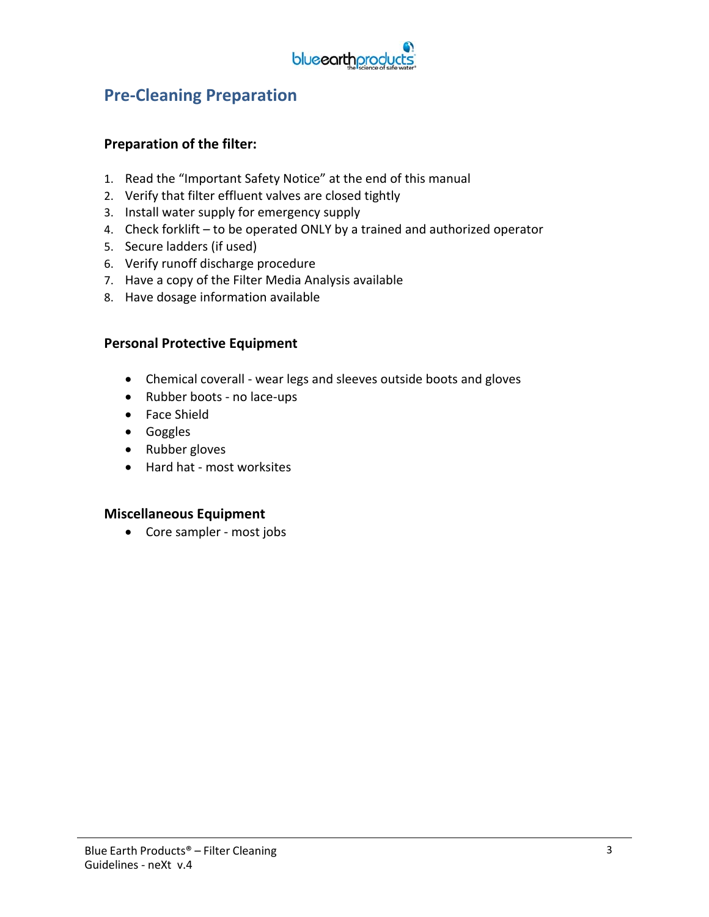## Pre-Cleaning Preparation

### Preparation of the filter:

1. Read the "Important Safety Notice" at the end of this manual
2. Verify that filter effluent valves are closed tightly
3. Install water supply for emergency supply
4. Check forklift – to be operated ONLY by a trained and authorized operator
5. Secure ladders (if used)
6. Verify runoff discharge procedure
7. Have a copy of the Filter Media Analysis available
8. Have dosage information available

### Personal Protective Equipment

- Chemical coverall - wear legs and sleeves outside boots and gloves
- Rubber boots - no lace-ups
- Face Shield
- Goggles
- Rubber gloves
- Hard hat - most worksites

### Miscellaneous Equipment

- Core sampler - most jobs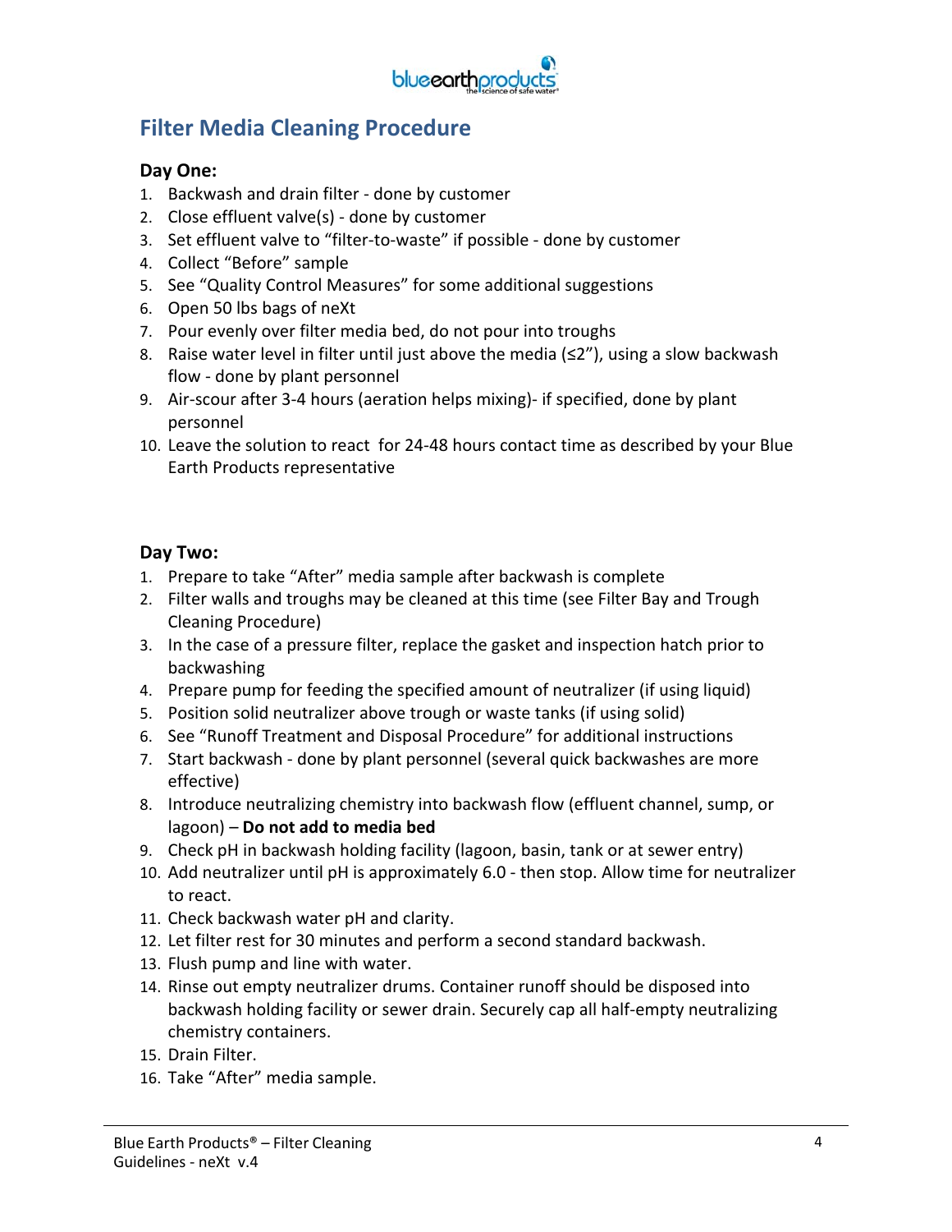## Filter Media Cleaning Procedure

### Day One:

1. Backwash and drain filter - done by customer
2. Close effluent valve(s) - done by customer
3. Set effluent valve to "filter-to-waste" if possible - done by customer
4. Collect "Before" sample
5. See "Quality Control Measures" for some additional suggestions
6. Open 50 lbs bags of neXt
7. Pour evenly over filter media bed, do not pour into troughs
8. Raise water level in filter until just above the media (≤2"), using a slow backwash flow - done by plant personnel
9. Air-scour after 3-4 hours (aeration helps mixing)- if specified, done by plant personnel
10. Leave the solution to react for 24-48 hours contact time as described by your Blue Earth Products representative

### Day Two:

1. Prepare to take "After" media sample after backwash is complete
2. Filter walls and troughs may be cleaned at this time (see Filter Bay and Trough Cleaning Procedure)
3. In the case of a pressure filter, replace the gasket and inspection hatch prior to backwashing
4. Prepare pump for feeding the specified amount of neutralizer (if using liquid)
5. Position solid neutralizer above trough or waste tanks (if using solid)
6. See "Runoff Treatment and Disposal Procedure" for additional instructions
7. Start backwash - done by plant personnel (several quick backwashes are more effective)
8. Introduce neutralizing chemistry into backwash flow (effluent channel, sump, or lagoon) – **Do not add to media bed**
9. Check pH in backwash holding facility (lagoon, basin, tank or at sewer entry)
10. Add neutralizer until pH is approximately 6.0 - then stop. Allow time for neutralizer to react.
11. Check backwash water pH and clarity.
12. Let filter rest for 30 minutes and perform a second standard backwash.
13. Flush pump and line with water.
14. Rinse out empty neutralizer drums. Container runoff should be disposed into backwash holding facility or sewer drain. Securely cap all half-empty neutralizing chemistry containers.
15. Drain Filter.
16. Take "After" media sample.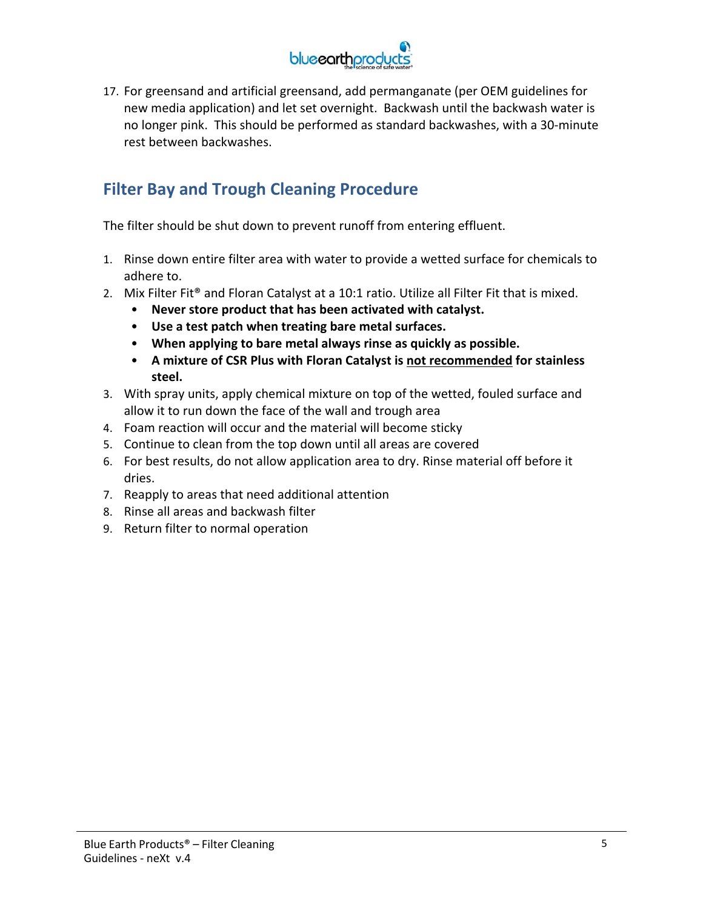17. For greensand and artificial greensand, add permanganate (per OEM guidelines for new media application) and let set overnight. Backwash until the backwash water is no longer pink. This should be performed as standard backwashes, with a 30-minute rest between backwashes.

## Filter Bay and Trough Cleaning Procedure

The filter should be shut down to prevent runoff from entering effluent.

1. Rinse down entire filter area with water to provide a wetted surface for chemicals to adhere to.
2. Mix Filter Fit® and Floran Catalyst at a 10:1 ratio. Utilize all Filter Fit that is mixed.
   - **Never store product that has been activated with catalyst.**
   - **Use a test patch when treating bare metal surfaces.**
   - **When applying to bare metal always rinse as quickly as possible.**
   - **A mixture of CSR Plus with Floran Catalyst is <u>not recommended</u> for stainless steel.**
3. With spray units, apply chemical mixture on top of the wetted, fouled surface and allow it to run down the face of the wall and trough area
4. Foam reaction will occur and the material will become sticky
5. Continue to clean from the top down until all areas are covered
6. For best results, do not allow application area to dry. Rinse material off before it dries.
7. Reapply to areas that need additional attention
8. Rinse all areas and backwash filter
9. Return filter to normal operation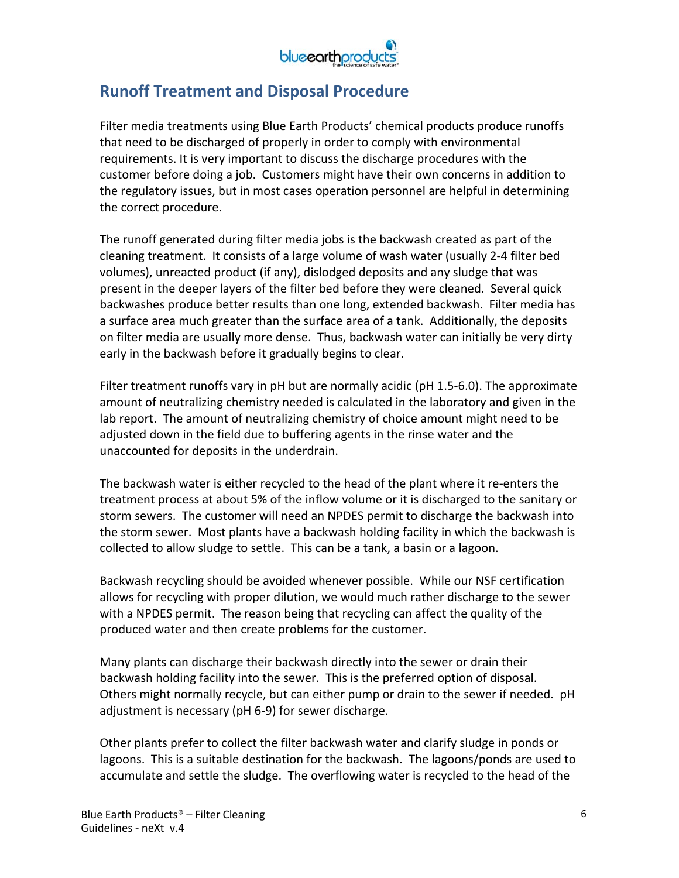## Runoff Treatment and Disposal Procedure

Filter media treatments using Blue Earth Products' chemical products produce runoffs that need to be discharged of properly in order to comply with environmental requirements. It is very important to discuss the discharge procedures with the customer before doing a job. Customers might have their own concerns in addition to the regulatory issues, but in most cases operation personnel are helpful in determining the correct procedure.

The runoff generated during filter media jobs is the backwash created as part of the cleaning treatment. It consists of a large volume of wash water (usually 2-4 filter bed volumes), unreacted product (if any), dislodged deposits and any sludge that was present in the deeper layers of the filter bed before they were cleaned. Several quick backwashes produce better results than one long, extended backwash. Filter media has a surface area much greater than the surface area of a tank. Additionally, the deposits on filter media are usually more dense. Thus, backwash water can initially be very dirty early in the backwash before it gradually begins to clear.

Filter treatment runoffs vary in pH but are normally acidic (pH 1.5-6.0). The approximate amount of neutralizing chemistry needed is calculated in the laboratory and given in the lab report. The amount of neutralizing chemistry of choice amount might need to be adjusted down in the field due to buffering agents in the rinse water and the unaccounted for deposits in the underdrain.

The backwash water is either recycled to the head of the plant where it re-enters the treatment process at about 5% of the inflow volume or it is discharged to the sanitary or storm sewers. The customer will need an NPDES permit to discharge the backwash into the storm sewer. Most plants have a backwash holding facility in which the backwash is collected to allow sludge to settle. This can be a tank, a basin or a lagoon.

Backwash recycling should be avoided whenever possible. While our NSF certification allows for recycling with proper dilution, we would much rather discharge to the sewer with a NPDES permit. The reason being that recycling can affect the quality of the produced water and then create problems for the customer.

Many plants can discharge their backwash directly into the sewer or drain their backwash holding facility into the sewer. This is the preferred option of disposal. Others might normally recycle, but can either pump or drain to the sewer if needed. pH adjustment is necessary (pH 6-9) for sewer discharge.

Other plants prefer to collect the filter backwash water and clarify sludge in ponds or lagoons. This is a suitable destination for the backwash. The lagoons/ponds are used to accumulate and settle the sludge. The overflowing water is recycled to the head of the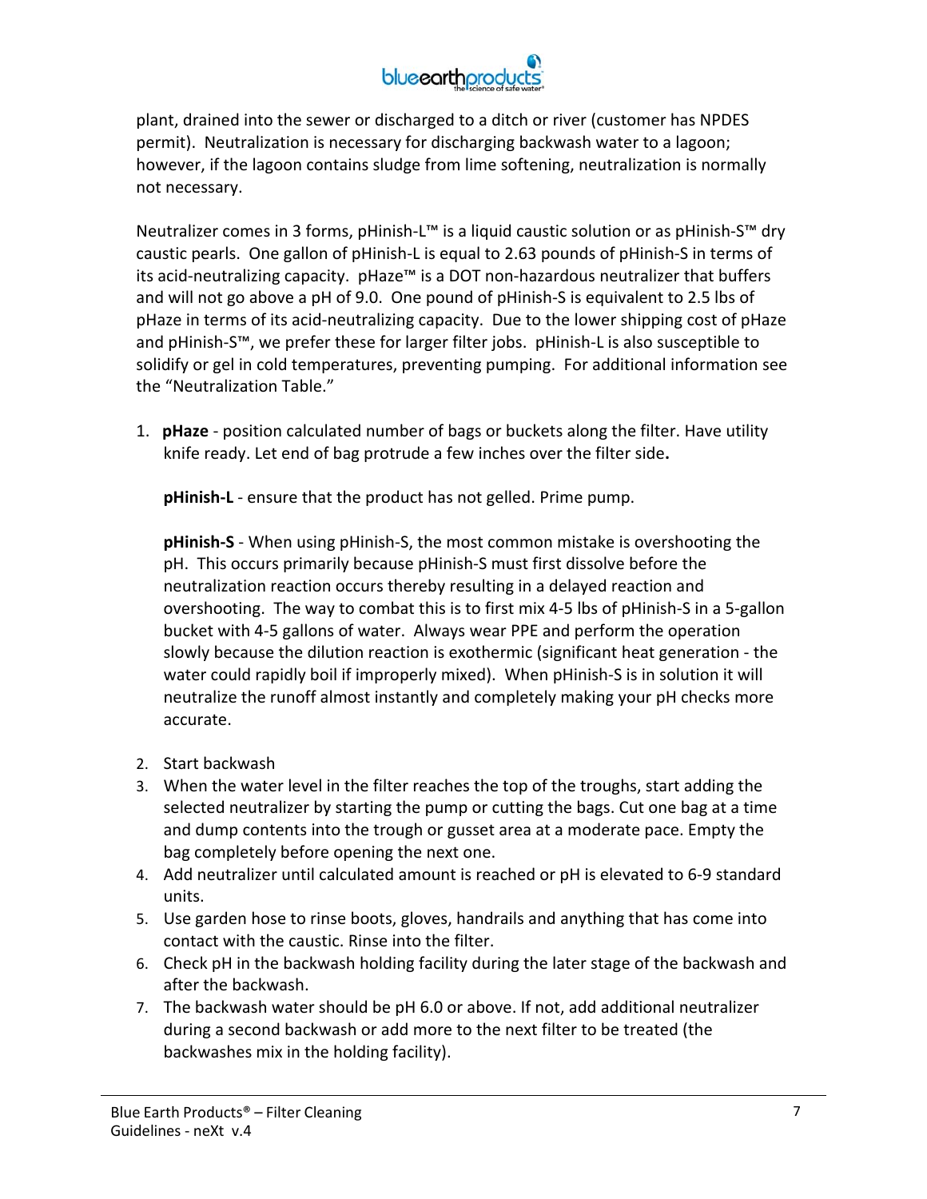plant, drained into the sewer or discharged to a ditch or river (customer has NPDES permit). Neutralization is necessary for discharging backwash water to a lagoon; however, if the lagoon contains sludge from lime softening, neutralization is normally not necessary.

Neutralizer comes in 3 forms, pHinish-L™ is a liquid caustic solution or as pHinish-S™ dry caustic pearls. One gallon of pHinish-L is equal to 2.63 pounds of pHinish-S in terms of its acid-neutralizing capacity. pHaze™ is a DOT non-hazardous neutralizer that buffers and will not go above a pH of 9.0. One pound of pHinish-S is equivalent to 2.5 lbs of pHaze in terms of its acid-neutralizing capacity. Due to the lower shipping cost of pHaze and pHinish-S™, we prefer these for larger filter jobs. pHinish-L is also susceptible to solidify or gel in cold temperatures, preventing pumping. For additional information see the "Neutralization Table."

1. **pHaze** - position calculated number of bags or buckets along the filter. Have utility knife ready. Let end of bag protrude a few inches over the filter side**.**

   **pHinish-L** - ensure that the product has not gelled. Prime pump.

   **pHinish-S** - When using pHinish-S, the most common mistake is overshooting the pH. This occurs primarily because pHinish-S must first dissolve before the neutralization reaction occurs thereby resulting in a delayed reaction and overshooting. The way to combat this is to first mix 4-5 lbs of pHinish-S in a 5-gallon bucket with 4-5 gallons of water. Always wear PPE and perform the operation slowly because the dilution reaction is exothermic (significant heat generation - the water could rapidly boil if improperly mixed). When pHinish-S is in solution it will neutralize the runoff almost instantly and completely making your pH checks more accurate.

2. Start backwash
3. When the water level in the filter reaches the top of the troughs, start adding the selected neutralizer by starting the pump or cutting the bags. Cut one bag at a time and dump contents into the trough or gusset area at a moderate pace. Empty the bag completely before opening the next one.
4. Add neutralizer until calculated amount is reached or pH is elevated to 6-9 standard units.
5. Use garden hose to rinse boots, gloves, handrails and anything that has come into contact with the caustic. Rinse into the filter.
6. Check pH in the backwash holding facility during the later stage of the backwash and after the backwash.
7. The backwash water should be pH 6.0 or above. If not, add additional neutralizer during a second backwash or add more to the next filter to be treated (the backwashes mix in the holding facility).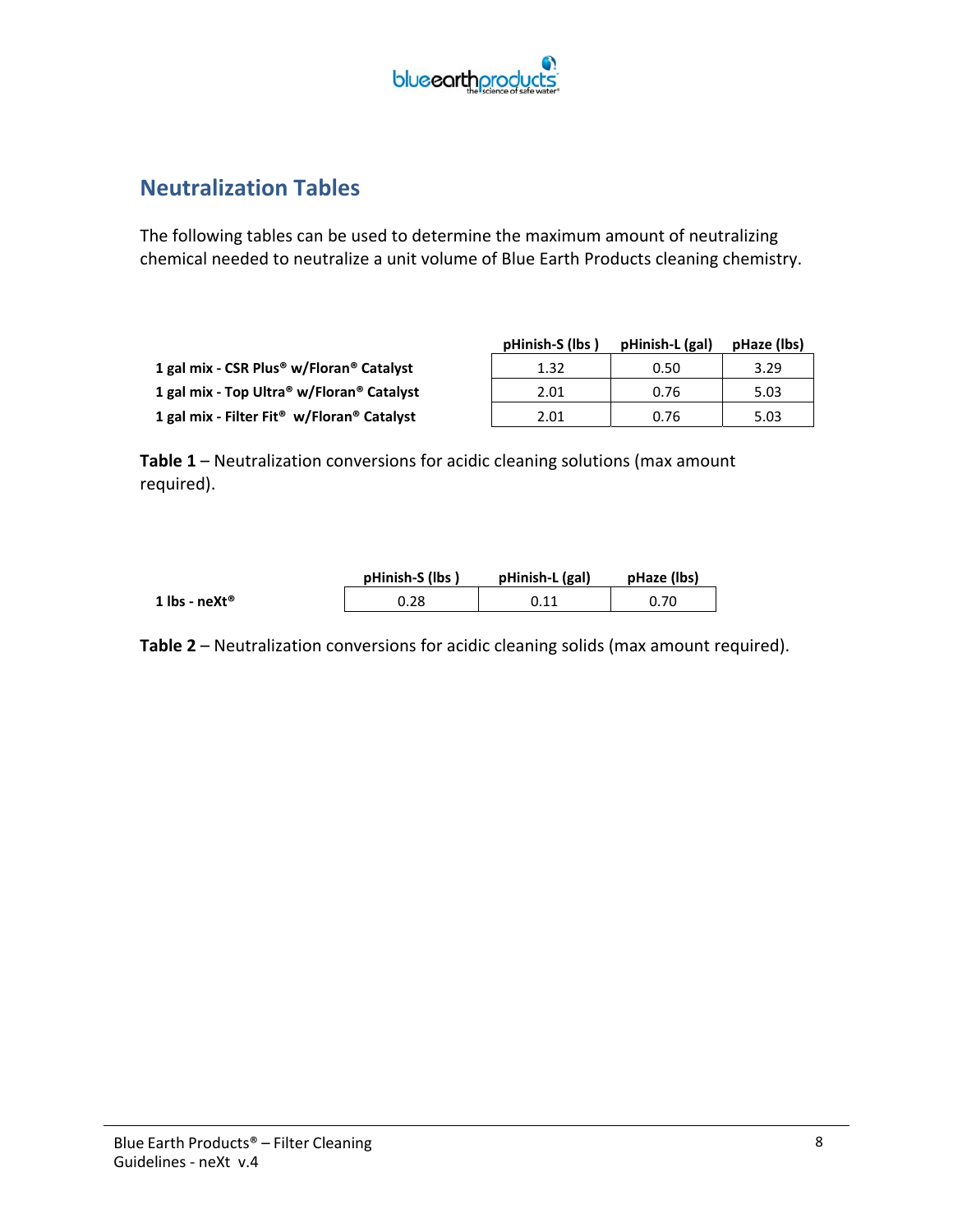## Neutralization Tables

The following tables can be used to determine the maximum amount of neutralizing chemical needed to neutralize a unit volume of Blue Earth Products cleaning chemistry.

| | pHinish-S (lbs ) | pHinish-L (gal) | pHaze (lbs) |
|---|---|---|---|
| **1 gal mix - CSR Plus® w/Floran® Catalyst** | 1.32 | 0.50 | 3.29 |
| **1 gal mix - Top Ultra® w/Floran® Catalyst** | 2.01 | 0.76 | 5.03 |
| **1 gal mix - Filter Fit® w/Floran® Catalyst** | 2.01 | 0.76 | 5.03 |

**Table 1** – Neutralization conversions for acidic cleaning solutions (max amount required).

| | pHinish-S (lbs ) | pHinish-L (gal) | pHaze (lbs) |
|---|---|---|---|
| **1 lbs - neXt®** | 0.28 | 0.11 | 0.70 |

**Table 2** – Neutralization conversions for acidic cleaning solids (max amount required).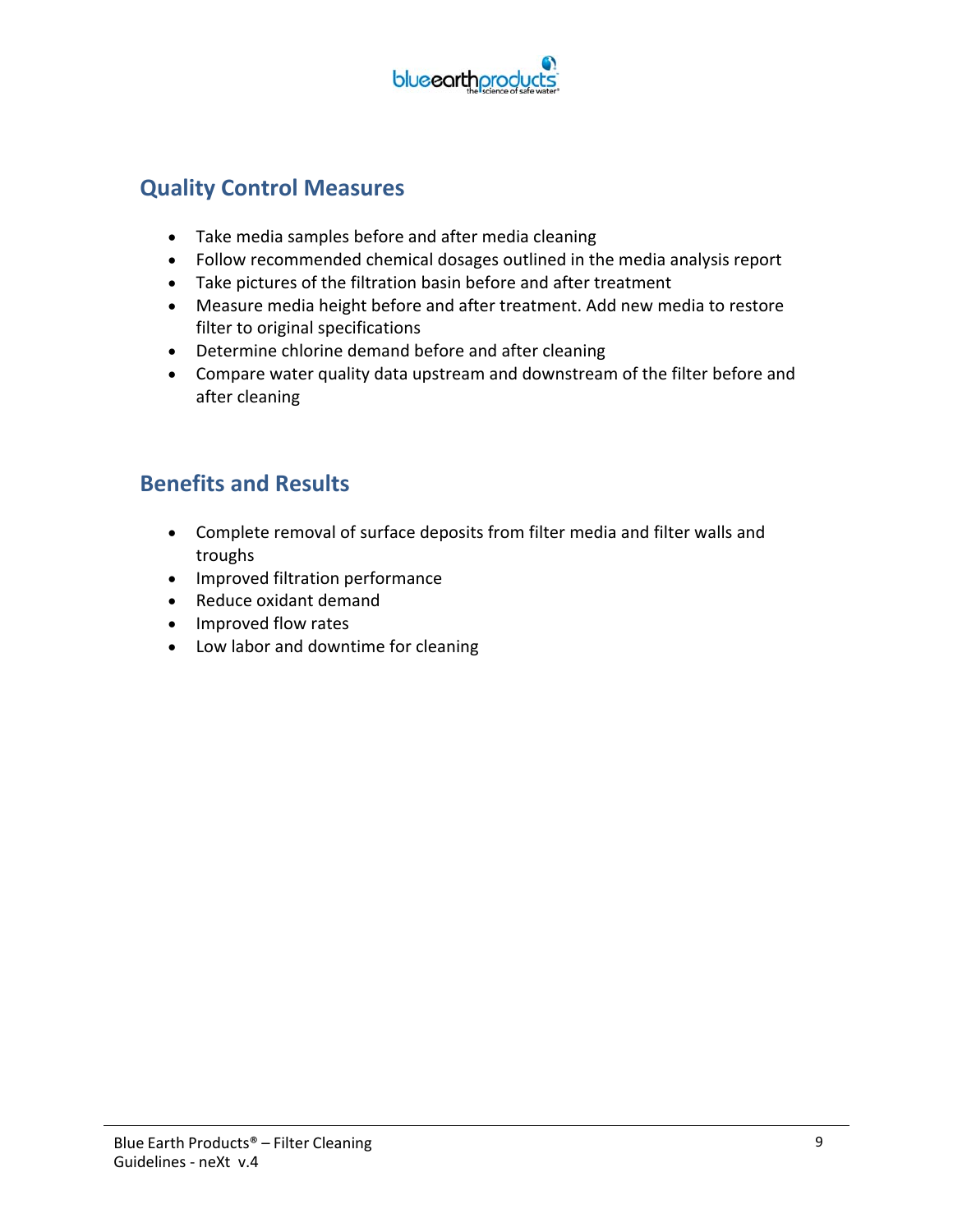## Quality Control Measures

- Take media samples before and after media cleaning
- Follow recommended chemical dosages outlined in the media analysis report
- Take pictures of the filtration basin before and after treatment
- Measure media height before and after treatment. Add new media to restore filter to original specifications
- Determine chlorine demand before and after cleaning
- Compare water quality data upstream and downstream of the filter before and after cleaning

## Benefits and Results

- Complete removal of surface deposits from filter media and filter walls and troughs
- Improved filtration performance
- Reduce oxidant demand
- Improved flow rates
- Low labor and downtime for cleaning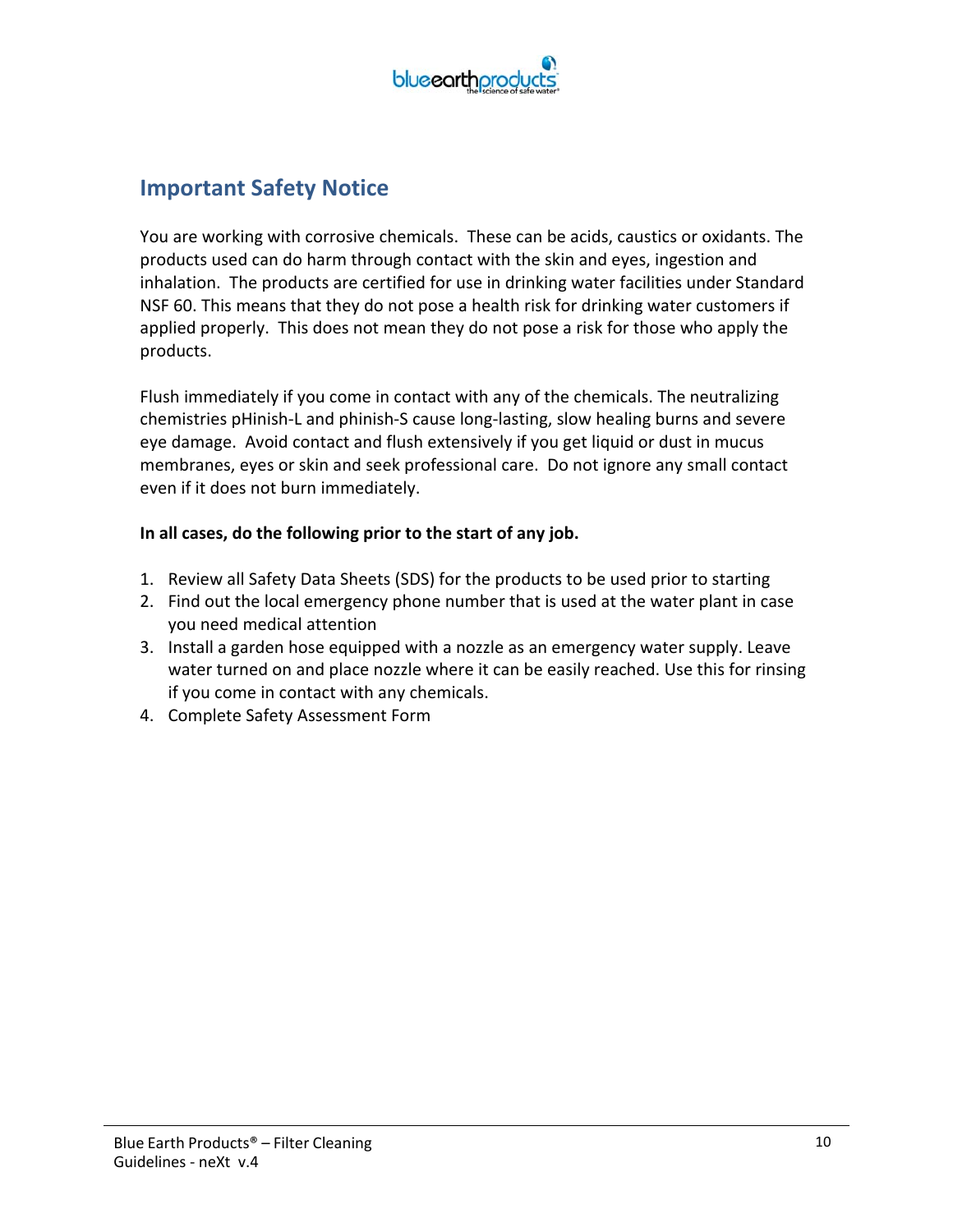## Important Safety Notice

You are working with corrosive chemicals. These can be acids, caustics or oxidants. The products used can do harm through contact with the skin and eyes, ingestion and inhalation. The products are certified for use in drinking water facilities under Standard NSF 60. This means that they do not pose a health risk for drinking water customers if applied properly. This does not mean they do not pose a risk for those who apply the products.

Flush immediately if you come in contact with any of the chemicals. The neutralizing chemistries pHinish-L and phinish-S cause long-lasting, slow healing burns and severe eye damage. Avoid contact and flush extensively if you get liquid or dust in mucus membranes, eyes or skin and seek professional care. Do not ignore any small contact even if it does not burn immediately.

**In all cases, do the following prior to the start of any job.**

1. Review all Safety Data Sheets (SDS) for the products to be used prior to starting
2. Find out the local emergency phone number that is used at the water plant in case you need medical attention
3. Install a garden hose equipped with a nozzle as an emergency water supply. Leave water turned on and place nozzle where it can be easily reached. Use this for rinsing if you come in contact with any chemicals.
4. Complete Safety Assessment Form